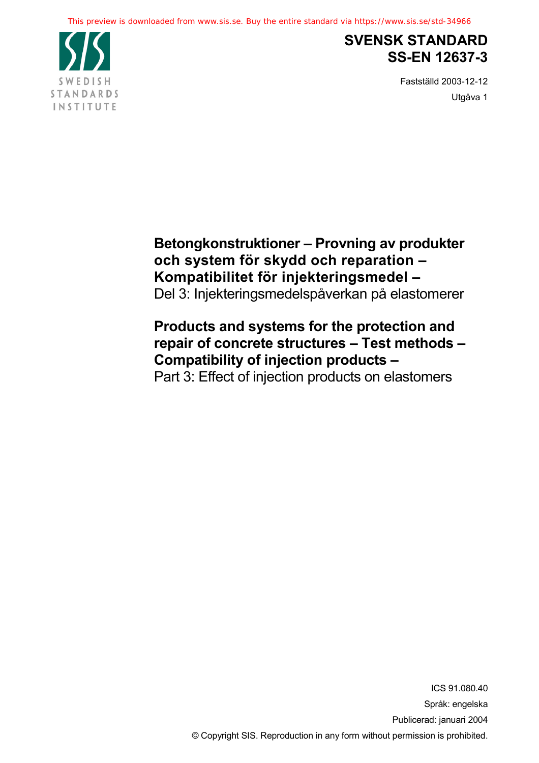This preview is downloaded from www.sis.se. Buy the entire standard via https://www.sis.se/std-34966

SWEDISH STANDARDS INSTITUTE

# SVENSK STANDARD
# SS-EN 12637-3

Fastställd 2003-12-12

Utgåva 1

**Betongkonstruktioner – Provning av produkter och system för skydd och reparation – Kompatibilitet för injekteringsmedel –**
Del 3: Injekteringsmedelspåverkan på elastomerer

**Products and systems for the protection and repair of concrete structures – Test methods – Compatibility of injection products –**
Part 3: Effect of injection products on elastomers

ICS 91.080.40

Språk: engelska

Publicerad: januari 2004

© Copyright SIS. Reproduction in any form without permission is prohibited.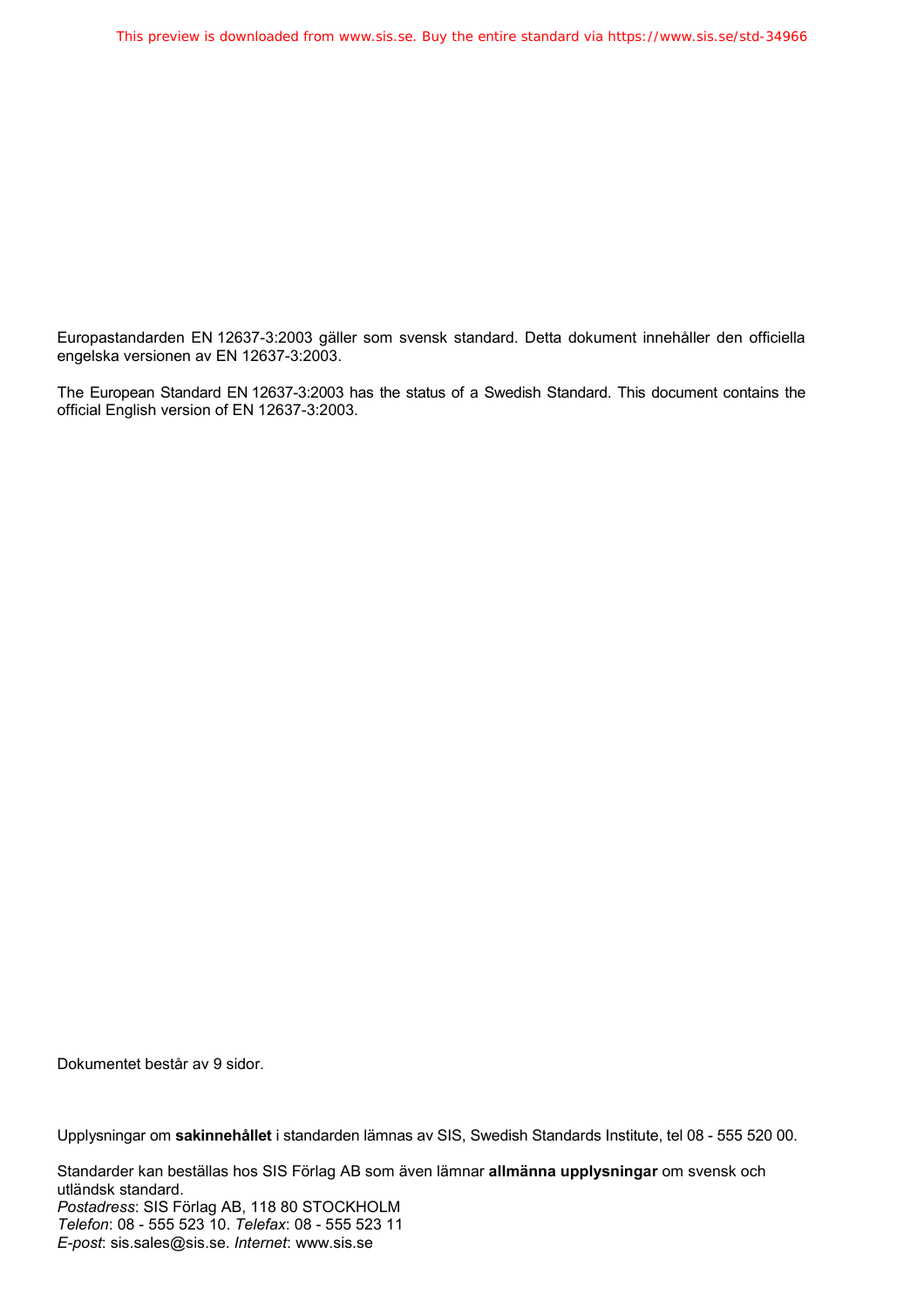Europastandarden EN 12637-3:2003 gäller som svensk standard. Detta dokument innehåller den officiella engelska versionen av EN 12637-3:2003.

The European Standard EN 12637-3:2003 has the status of a Swedish Standard. This document contains the official English version of EN 12637-3:2003.

Dokumentet består av 9 sidor.

Upplysningar om **sakinnehållet** i standarden lämnas av SIS, Swedish Standards Institute, tel 08 - 555 520 00.

Standarder kan beställas hos SIS Förlag AB som även lämnar **allmänna upplysningar** om svensk och utländsk standard.
*Postadress*: SIS Förlag AB, 118 80 STOCKHOLM
*Telefon*: 08 - 555 523 10. *Telefax*: 08 - 555 523 11
*E-post*: sis.sales@sis.se. *Internet*: www.sis.se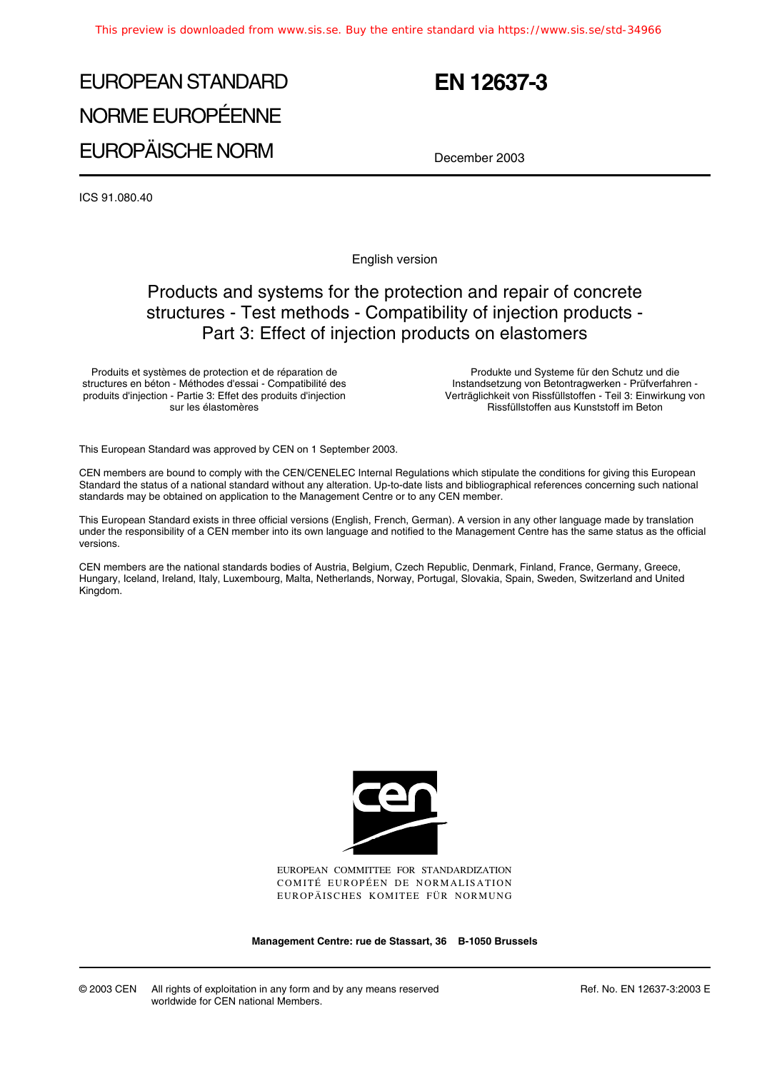# EUROPEAN STANDARD
# NORME EUROPÉENNE
# EUROPÄISCHE NORM

# EN 12637-3

December 2003

ICS 91.080.40

English version

## Products and systems for the protection and repair of concrete structures - Test methods - Compatibility of injection products - Part 3: Effect of injection products on elastomers

Produits et systèmes de protection et de réparation de structures en béton - Méthodes d'essai - Compatibilité des produits d'injection - Partie 3: Effet des produits d'injection sur les élastomères

Produkte und Systeme für den Schutz und die Instandsetzung von Betontragwerken - Prüfverfahren - Verträglichkeit von Rissfüllstoffen - Teil 3: Einwirkung von Rissfüllstoffen aus Kunststoff im Beton

This European Standard was approved by CEN on 1 September 2003.

CEN members are bound to comply with the CEN/CENELEC Internal Regulations which stipulate the conditions for giving this European Standard the status of a national standard without any alteration. Up-to-date lists and bibliographical references concerning such national standards may be obtained on application to the Management Centre or to any CEN member.

This European Standard exists in three official versions (English, French, German). A version in any other language made by translation under the responsibility of a CEN member into its own language and notified to the Management Centre has the same status as the official versions.

CEN members are the national standards bodies of Austria, Belgium, Czech Republic, Denmark, Finland, France, Germany, Greece, Hungary, Iceland, Ireland, Italy, Luxembourg, Malta, Netherlands, Norway, Portugal, Slovakia, Spain, Sweden, Switzerland and United Kingdom.

EUROPEAN COMMITTEE FOR STANDARDIZATION
COMITÉ EUROPÉEN DE NORMALISATION
EUROPÄISCHES KOMITEE FÜR NORMUNG

**Management Centre: rue de Stassart, 36 B-1050 Brussels**

© 2003 CEN All rights of exploitation in any form and by any means reserved worldwide for CEN national Members.

Ref. No. EN 12637-3:2003 E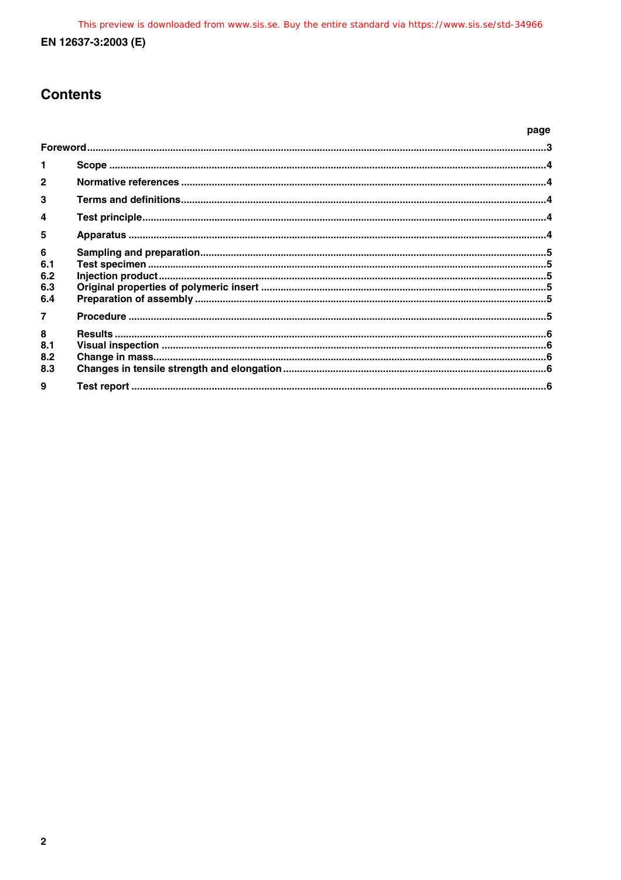# Contents

| | | page |
|---|---|---|
| Foreword | | 3 |
| 1 | Scope | 4 |
| 2 | Normative references | 4 |
| 3 | Terms and definitions | 4 |
| 4 | Test principle | 4 |
| 5 | Apparatus | 4 |
| 6 | Sampling and preparation | 5 |
| 6.1 | Test specimen | 5 |
| 6.2 | Injection product | 5 |
| 6.3 | Original properties of polymeric insert | 5 |
| 6.4 | Preparation of assembly | 5 |
| 7 | Procedure | 5 |
| 8 | Results | 6 |
| 8.1 | Visual inspection | 6 |
| 8.2 | Change in mass | 6 |
| 8.3 | Changes in tensile strength and elongation | 6 |
| 9 | Test report | 6 |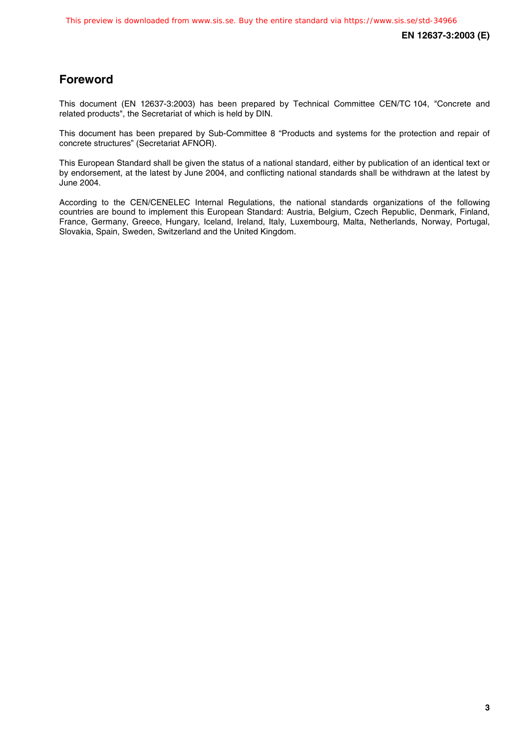## Foreword

This document (EN 12637-3:2003) has been prepared by Technical Committee CEN/TC 104, "Concrete and related products", the Secretariat of which is held by DIN.

This document has been prepared by Sub-Committee 8 “Products and systems for the protection and repair of concrete structures” (Secretariat AFNOR).

This European Standard shall be given the status of a national standard, either by publication of an identical text or by endorsement, at the latest by June 2004, and conflicting national standards shall be withdrawn at the latest by June 2004.

According to the CEN/CENELEC Internal Regulations, the national standards organizations of the following countries are bound to implement this European Standard: Austria, Belgium, Czech Republic, Denmark, Finland, France, Germany, Greece, Hungary, Iceland, Ireland, Italy, Luxembourg, Malta, Netherlands, Norway, Portugal, Slovakia, Spain, Sweden, Switzerland and the United Kingdom.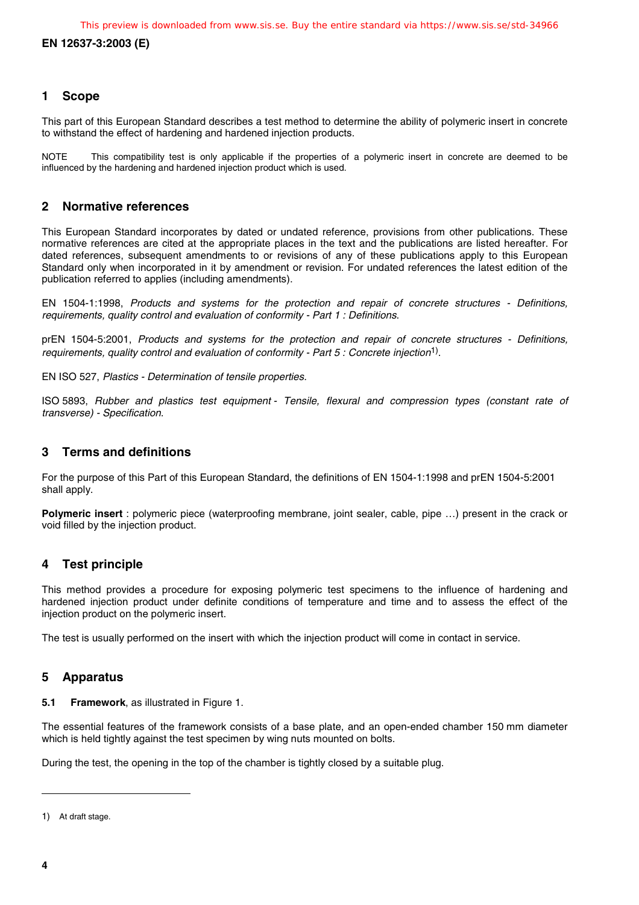## 1 Scope

This part of this European Standard describes a test method to determine the ability of polymeric insert in concrete to withstand the effect of hardening and hardened injection products.

NOTE This compatibility test is only applicable if the properties of a polymeric insert in concrete are deemed to be influenced by the hardening and hardened injection product which is used.

## 2 Normative references

This European Standard incorporates by dated or undated reference, provisions from other publications. These normative references are cited at the appropriate places in the text and the publications are listed hereafter. For dated references, subsequent amendments to or revisions of any of these publications apply to this European Standard only when incorporated in it by amendment or revision. For undated references the latest edition of the publication referred to applies (including amendments).

EN 1504-1:1998, *Products and systems for the protection and repair of concrete structures - Definitions, requirements, quality control and evaluation of conformity - Part 1 : Definitions*.

prEN 1504-5:2001, *Products and systems for the protection and repair of concrete structures - Definitions, requirements, quality control and evaluation of conformity - Part 5 : Concrete injection*[1].

EN ISO 527, *Plastics - Determination of tensile properties*.

ISO 5893, *Rubber and plastics test equipment - Tensile, flexural and compression types (constant rate of transverse) - Specification*.

## 3 Terms and definitions

For the purpose of this Part of this European Standard, the definitions of EN 1504-1:1998 and prEN 1504-5:2001 shall apply.

**Polymeric insert** : polymeric piece (waterproofing membrane, joint sealer, cable, pipe …) present in the crack or void filled by the injection product.

## 4 Test principle

This method provides a procedure for exposing polymeric test specimens to the influence of hardening and hardened injection product under definite conditions of temperature and time and to assess the effect of the injection product on the polymeric insert.

The test is usually performed on the insert with which the injection product will come in contact in service.

## 5 Apparatus

**5.1 Framework**, as illustrated in Figure 1.

The essential features of the framework consists of a base plate, and an open-ended chamber 150 mm diameter which is held tightly against the test specimen by wing nuts mounted on bolts.

During the test, the opening in the top of the chamber is tightly closed by a suitable plug.

---

[1] At draft stage.